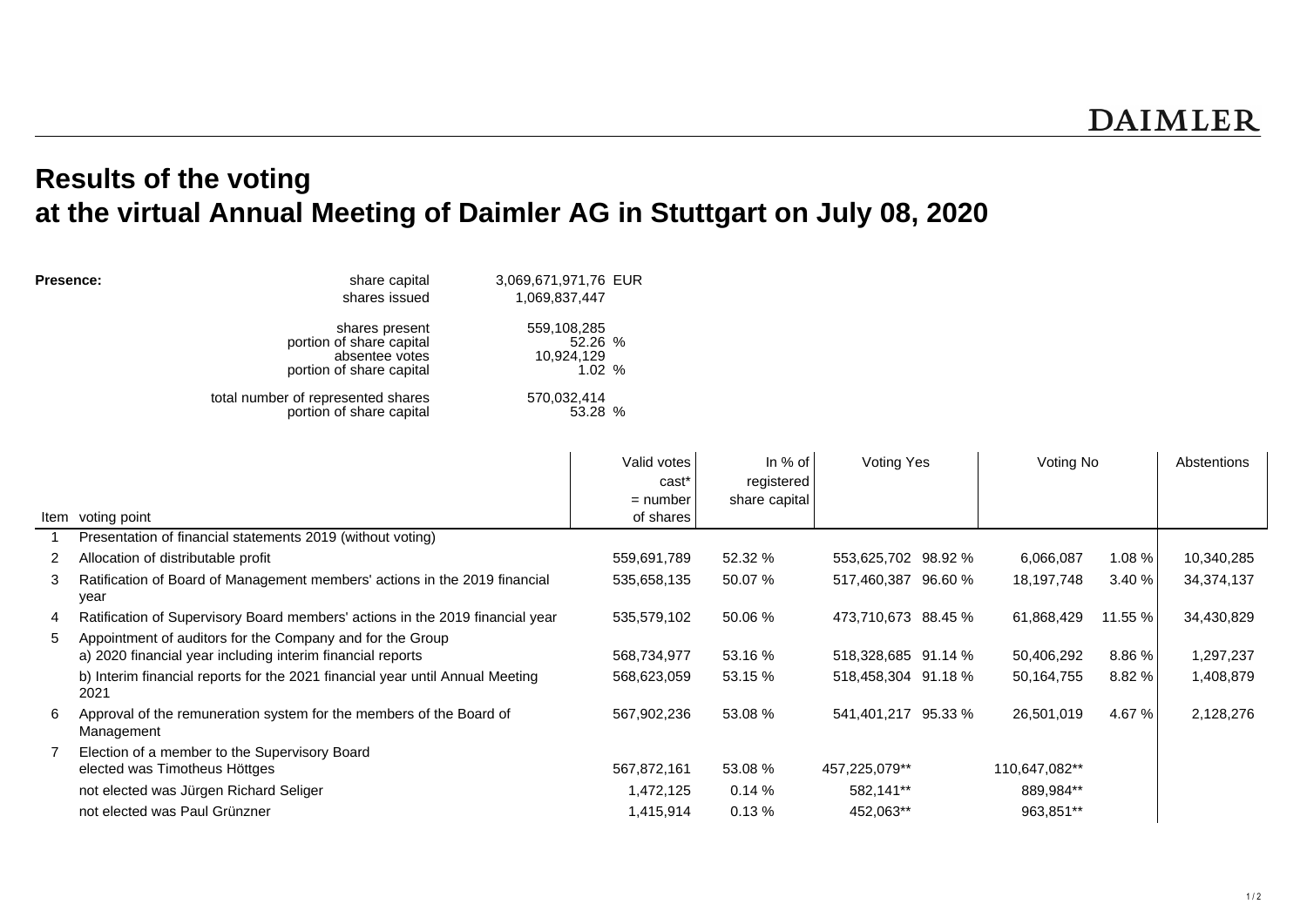DAIMLER

# Results of the voting
# at the virtual Annual Meeting of Daimler AG in Stuttgart on July 08, 2020

**Presence:**

| | | |
|---|---|---|
| share capital | 3,069,671,971,76 | EUR |
| shares issued | 1,069,837,447 | |
| shares present | 559,108,285 | |
| portion of share capital | 52.26 | % |
| absentee votes | 10,924,129 | |
| portion of share capital | 1.02 | % |
| total number of represented shares | 570,032,414 | |
| portion of share capital | 53.28 | % |

| Item | voting point | Valid votes cast* = number of shares | In % of registered share capital | Voting Yes | | Voting No | | Abstentions |
|---|---|---|---|---|---|---|---|---|
| 1 | Presentation of financial statements 2019 (without voting) | | | | | | | |
| 2 | Allocation of distributable profit | 559,691,789 | 52.32 % | 553,625,702 | 98.92 % | 6,066,087 | 1.08 % | 10,340,285 |
| 3 | Ratification of Board of Management members' actions in the 2019 financial year | 535,658,135 | 50.07 % | 517,460,387 | 96.60 % | 18,197,748 | 3.40 % | 34,374,137 |
| 4 | Ratification of Supervisory Board members' actions in the 2019 financial year | 535,579,102 | 50.06 % | 473,710,673 | 88.45 % | 61,868,429 | 11.55 % | 34,430,829 |
| 5 | Appointment of auditors for the Company and for the Group | | | | | | | |
| | a) 2020 financial year including interim financial reports | 568,734,977 | 53.16 % | 518,328,685 | 91.14 % | 50,406,292 | 8.86 % | 1,297,237 |
| | b) Interim financial reports for the 2021 financial year until Annual Meeting 2021 | 568,623,059 | 53.15 % | 518,458,304 | 91.18 % | 50,164,755 | 8.82 % | 1,408,879 |
| 6 | Approval of the remuneration system for the members of the Board of Management | 567,902,236 | 53.08 % | 541,401,217 | 95.33 % | 26,501,019 | 4.67 % | 2,128,276 |
| 7 | Election of a member to the Supervisory Board | | | | | | | |
| | elected was Timotheus Höttges | 567,872,161 | 53.08 % | 457,225,079** | | 110,647,082** | | |
| | not elected was Jürgen Richard Seliger | 1,472,125 | 0.14 % | 582,141** | | 889,984** | | |
| | not elected was Paul Grünzner | 1,415,914 | 0.13 % | 452,063** | | 963,851** | | |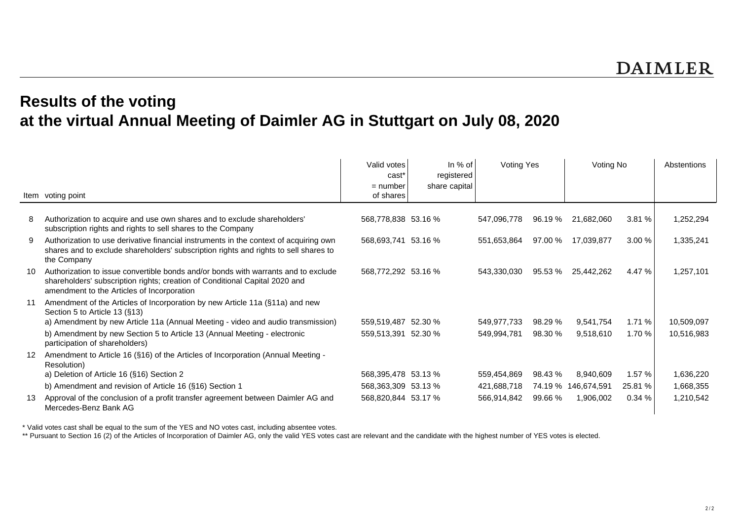DAIMLER

## Results of the voting at the virtual Annual Meeting of Daimler AG in Stuttgart on July 08, 2020

| Item | voting point | Valid votes cast* = number of shares | In % of registered share capital | Voting Yes | | Voting No | | Abstentions |
|---|---|---|---|---|---|---|---|---|
| 8 | Authorization to acquire and use own shares and to exclude shareholders' subscription rights and rights to sell shares to the Company | 568,778,838 | 53.16 % | 547,096,778 | 96.19 % | 21,682,060 | 3.81 % | 1,252,294 |
| 9 | Authorization to use derivative financial instruments in the context of acquiring own shares and to exclude shareholders' subscription rights and rights to sell shares to the Company | 568,693,741 | 53.16 % | 551,653,864 | 97.00 % | 17,039,877 | 3.00 % | 1,335,241 |
| 10 | Authorization to issue convertible bonds and/or bonds with warrants and to exclude shareholders' subscription rights; creation of Conditional Capital 2020 and amendment to the Articles of Incorporation | 568,772,292 | 53.16 % | 543,330,030 | 95.53 % | 25,442,262 | 4.47 % | 1,257,101 |
| 11 | Amendment of the Articles of Incorporation by new Article 11a (§11a) and new Section 5 to Article 13 (§13) | | | | | | | |
| | a) Amendment by new Article 11a (Annual Meeting - video and audio transmission) | 559,519,487 | 52.30 % | 549,977,733 | 98.29 % | 9,541,754 | 1.71 % | 10,509,097 |
| | b) Amendment by new Section 5 to Article 13 (Annual Meeting - electronic participation of shareholders) | 559,513,391 | 52.30 % | 549,994,781 | 98.30 % | 9,518,610 | 1.70 % | 10,516,983 |
| 12 | Amendment to Article 16 (§16) of the Articles of Incorporation (Annual Meeting - Resolution) | | | | | | | |
| | a) Deletion of Article 16 (§16) Section 2 | 568,395,478 | 53.13 % | 559,454,869 | 98.43 % | 8,940,609 | 1.57 % | 1,636,220 |
| | b) Amendment and revision of Article 16 (§16) Section 1 | 568,363,309 | 53.13 % | 421,688,718 | 74.19 % | 146,674,591 | 25.81 % | 1,668,355 |
| 13 | Approval of the conclusion of a profit transfer agreement between Daimler AG and Mercedes-Benz Bank AG | 568,820,844 | 53.17 % | 566,914,842 | 99.66 % | 1,906,002 | 0.34 % | 1,210,542 |

\* Valid votes cast shall be equal to the sum of the YES and NO votes cast, including absentee votes.

\*\* Pursuant to Section 16 (2) of the Articles of Incorporation of Daimler AG, only the valid YES votes cast are relevant and the candidate with the highest number of YES votes is elected.